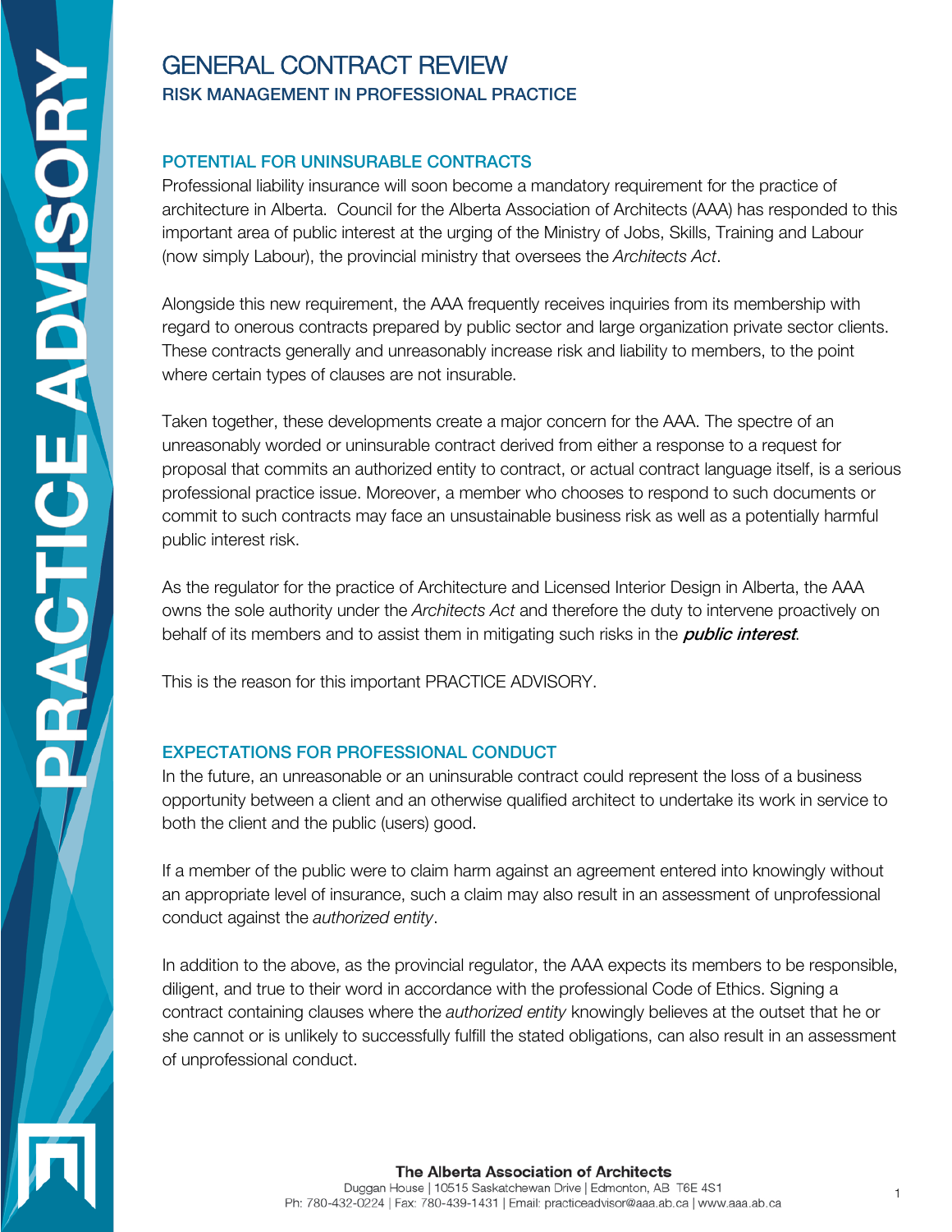# GENERAL CONTRACT REVIEW

## RISK MANAGEMENT IN PROFESSIONAL PRACTICE

### POTENTIAL FOR UNINSURABLE CONTRACTS

Professional liability insurance will soon become a mandatory requirement for the practice of architecture in Alberta. Council for the Alberta Association of Architects (AAA) has responded to this important area of public interest at the urging of the Ministry of Jobs, Skills, Training and Labour (now simply Labour), the provincial ministry that oversees the *Architects Act*.

Alongside this new requirement, the AAA frequently receives inquiries from its membership with regard to onerous contracts prepared by public sector and large organization private sector clients. These contracts generally and unreasonably increase risk and liability to members, to the point where certain types of clauses are not insurable.

Taken together, these developments create a major concern for the AAA. The spectre of an unreasonably worded or uninsurable contract derived from either a response to a request for proposal that commits an authorized entity to contract, or actual contract language itself, is a serious professional practice issue. Moreover, a member who chooses to respond to such documents or commit to such contracts may face an unsustainable business risk as well as a potentially harmful public interest risk.

As the regulator for the practice of Architecture and Licensed Interior Design in Alberta, the AAA owns the sole authority under the *Architects Act* and therefore the duty to intervene proactively on behalf of its members and to assist them in mitigating such risks in the ***public interest***.

This is the reason for this important PRACTICE ADVISORY.

### EXPECTATIONS FOR PROFESSIONAL CONDUCT

In the future, an unreasonable or an uninsurable contract could represent the loss of a business opportunity between a client and an otherwise qualified architect to undertake its work in service to both the client and the public (users) good.

If a member of the public were to claim harm against an agreement entered into knowingly without an appropriate level of insurance, such a claim may also result in an assessment of unprofessional conduct against the *authorized entity*.

In addition to the above, as the provincial regulator, the AAA expects its members to be responsible, diligent, and true to their word in accordance with the professional Code of Ethics. Signing a contract containing clauses where the *authorized entity* knowingly believes at the outset that he or she cannot or is unlikely to successfully fulfill the stated obligations, can also result in an assessment of unprofessional conduct.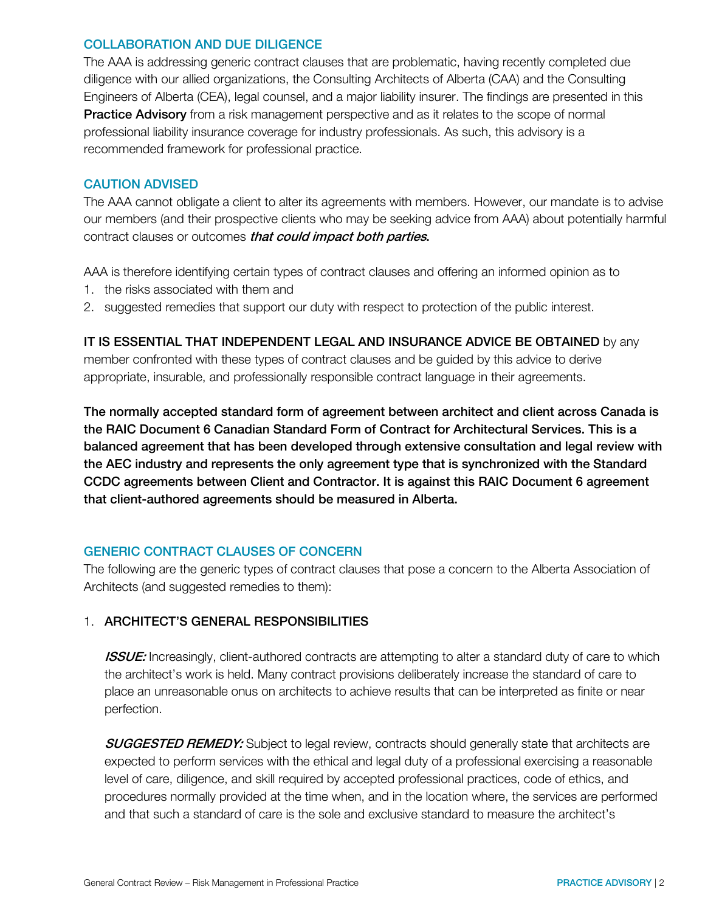## COLLABORATION AND DUE DILIGENCE

The AAA is addressing generic contract clauses that are problematic, having recently completed due diligence with our allied organizations, the Consulting Architects of Alberta (CAA) and the Consulting Engineers of Alberta (CEA), legal counsel, and a major liability insurer. The findings are presented in this **Practice Advisory** from a risk management perspective and as it relates to the scope of normal professional liability insurance coverage for industry professionals. As such, this advisory is a recommended framework for professional practice.

## CAUTION ADVISED

The AAA cannot obligate a client to alter its agreements with members. However, our mandate is to advise our members (and their prospective clients who may be seeking advice from AAA) about potentially harmful contract clauses or outcomes ***that could impact both parties*.**

AAA is therefore identifying certain types of contract clauses and offering an informed opinion as to

1. the risks associated with them and
2. suggested remedies that support our duty with respect to protection of the public interest.

**IT IS ESSENTIAL THAT INDEPENDENT LEGAL AND INSURANCE ADVICE BE OBTAINED** by any member confronted with these types of contract clauses and be guided by this advice to derive appropriate, insurable, and professionally responsible contract language in their agreements.

**The normally accepted standard form of agreement between architect and client across Canada is the RAIC Document 6 Canadian Standard Form of Contract for Architectural Services. This is a balanced agreement that has been developed through extensive consultation and legal review with the AEC industry and represents the only agreement type that is synchronized with the Standard CCDC agreements between Client and Contractor. It is against this RAIC Document 6 agreement that client-authored agreements should be measured in Alberta.**

## GENERIC CONTRACT CLAUSES OF CONCERN

The following are the generic types of contract clauses that pose a concern to the Alberta Association of Architects (and suggested remedies to them):

### 1. ARCHITECT'S GENERAL RESPONSIBILITIES

***ISSUE:*** Increasingly, client-authored contracts are attempting to alter a standard duty of care to which the architect's work is held. Many contract provisions deliberately increase the standard of care to place an unreasonable onus on architects to achieve results that can be interpreted as finite or near perfection.

***SUGGESTED REMEDY:*** Subject to legal review, contracts should generally state that architects are expected to perform services with the ethical and legal duty of a professional exercising a reasonable level of care, diligence, and skill required by accepted professional practices, code of ethics, and procedures normally provided at the time when, and in the location where, the services are performed and that such a standard of care is the sole and exclusive standard to measure the architect's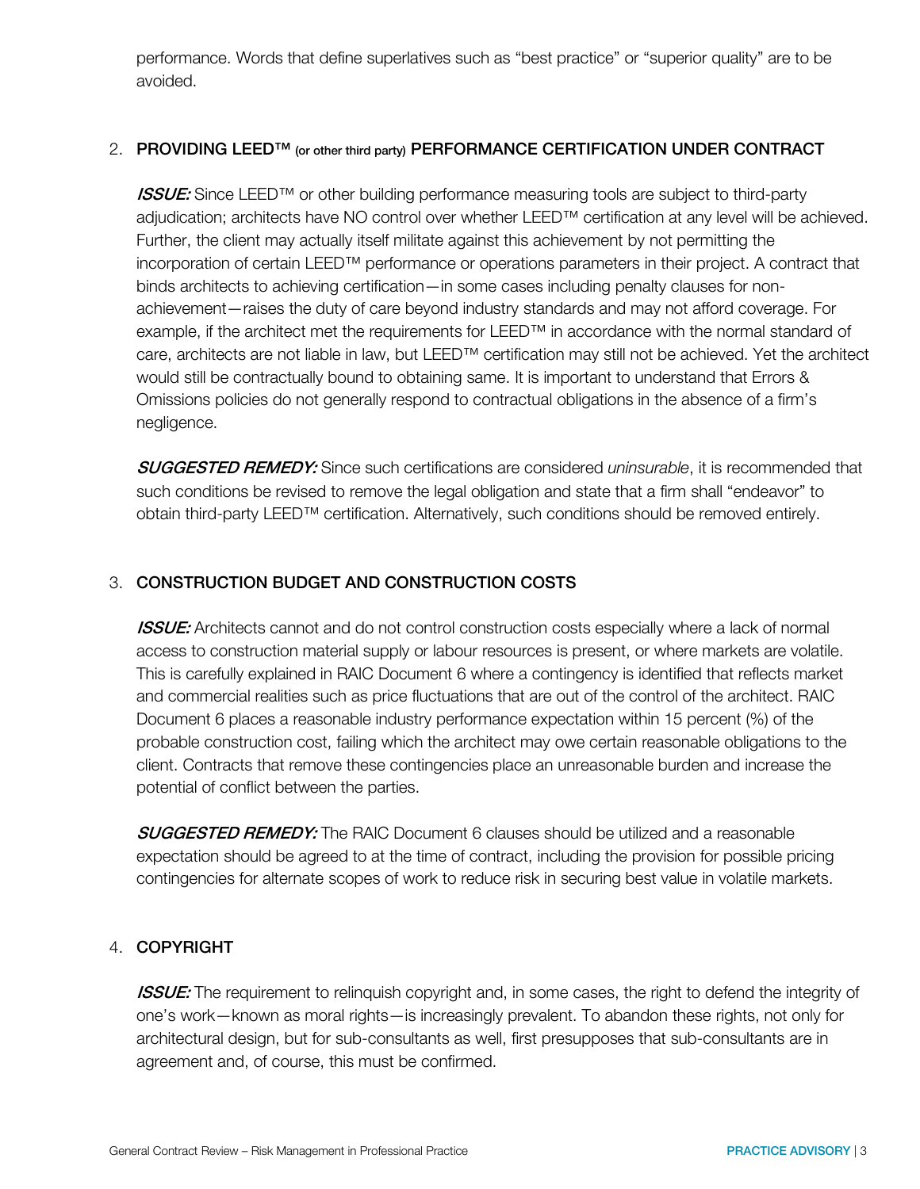performance. Words that define superlatives such as “best practice” or “superior quality” are to be avoided.

## 2. PROVIDING LEED™ (or other third party) PERFORMANCE CERTIFICATION UNDER CONTRACT

***ISSUE:*** Since LEED™ or other building performance measuring tools are subject to third-party adjudication; architects have NO control over whether LEED™ certification at any level will be achieved. Further, the client may actually itself militate against this achievement by not permitting the incorporation of certain LEED™ performance or operations parameters in their project. A contract that binds architects to achieving certification—in some cases including penalty clauses for non-achievement—raises the duty of care beyond industry standards and may not afford coverage. For example, if the architect met the requirements for LEED™ in accordance with the normal standard of care, architects are not liable in law, but LEED™ certification may still not be achieved. Yet the architect would still be contractually bound to obtaining same. It is important to understand that Errors & Omissions policies do not generally respond to contractual obligations in the absence of a firm’s negligence.

***SUGGESTED REMEDY:*** Since such certifications are considered *uninsurable*, it is recommended that such conditions be revised to remove the legal obligation and state that a firm shall “endeavor” to obtain third-party LEED™ certification. Alternatively, such conditions should be removed entirely.

## 3. CONSTRUCTION BUDGET AND CONSTRUCTION COSTS

***ISSUE:*** Architects cannot and do not control construction costs especially where a lack of normal access to construction material supply or labour resources is present, or where markets are volatile. This is carefully explained in RAIC Document 6 where a contingency is identified that reflects market and commercial realities such as price fluctuations that are out of the control of the architect. RAIC Document 6 places a reasonable industry performance expectation within 15 percent (%) of the probable construction cost, failing which the architect may owe certain reasonable obligations to the client. Contracts that remove these contingencies place an unreasonable burden and increase the potential of conflict between the parties.

***SUGGESTED REMEDY:*** The RAIC Document 6 clauses should be utilized and a reasonable expectation should be agreed to at the time of contract, including the provision for possible pricing contingencies for alternate scopes of work to reduce risk in securing best value in volatile markets.

## 4. COPYRIGHT

***ISSUE:*** The requirement to relinquish copyright and, in some cases, the right to defend the integrity of one’s work—known as moral rights—is increasingly prevalent. To abandon these rights, not only for architectural design, but for sub-consultants as well, first presupposes that sub-consultants are in agreement and, of course, this must be confirmed.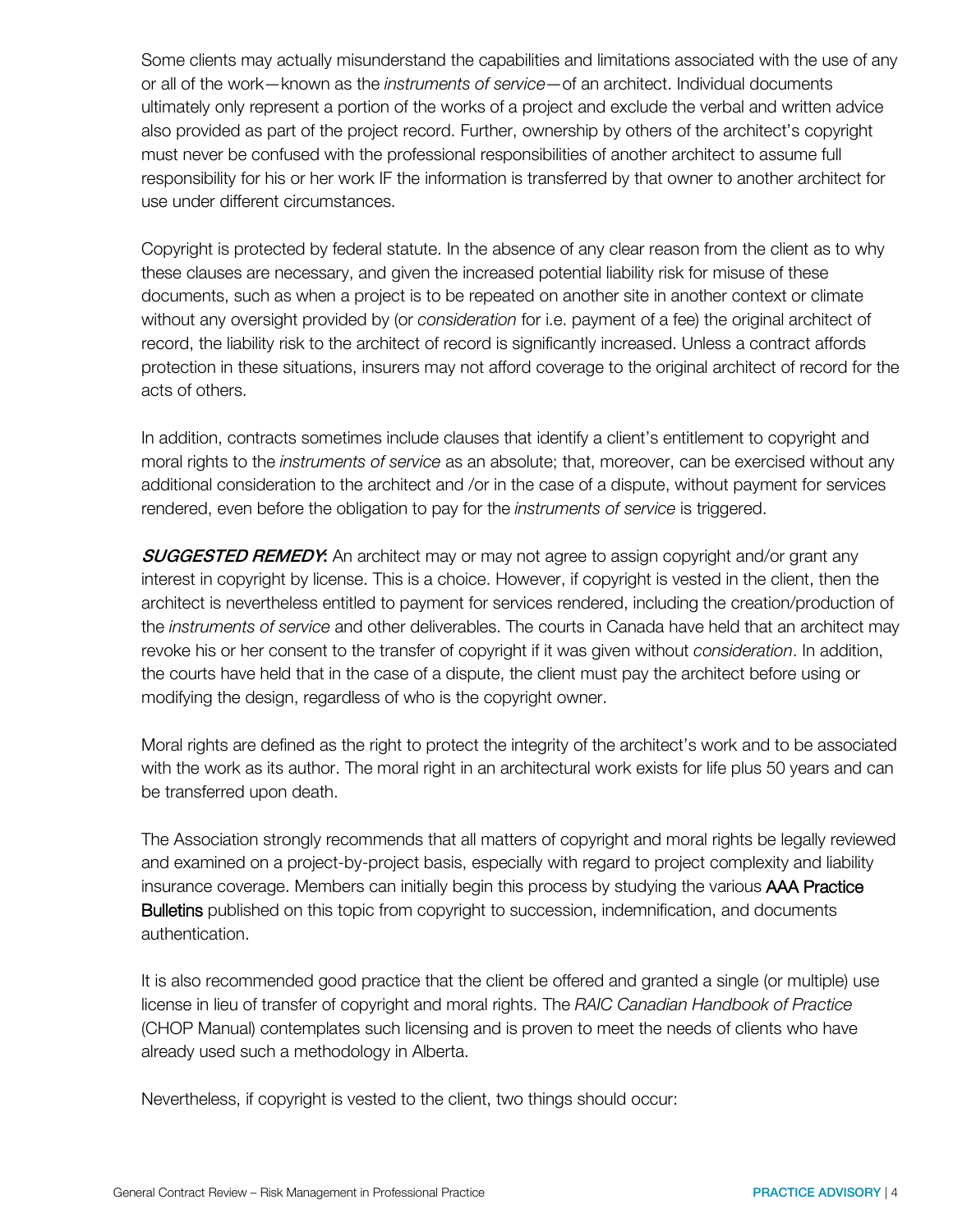Some clients may actually misunderstand the capabilities and limitations associated with the use of any or all of the work—known as the *instruments of service*—of an architect. Individual documents ultimately only represent a portion of the works of a project and exclude the verbal and written advice also provided as part of the project record. Further, ownership by others of the architect's copyright must never be confused with the professional responsibilities of another architect to assume full responsibility for his or her work IF the information is transferred by that owner to another architect for use under different circumstances.

Copyright is protected by federal statute. In the absence of any clear reason from the client as to why these clauses are necessary, and given the increased potential liability risk for misuse of these documents, such as when a project is to be repeated on another site in another context or climate without any oversight provided by (or *consideration* for i.e. payment of a fee) the original architect of record, the liability risk to the architect of record is significantly increased. Unless a contract affords protection in these situations, insurers may not afford coverage to the original architect of record for the acts of others.

In addition, contracts sometimes include clauses that identify a client's entitlement to copyright and moral rights to the *instruments of service* as an absolute; that, moreover, can be exercised without any additional consideration to the architect and /or in the case of a dispute, without payment for services rendered, even before the obligation to pay for the *instruments of service* is triggered.

***SUGGESTED REMEDY*:** An architect may or may not agree to assign copyright and/or grant any interest in copyright by license. This is a choice. However, if copyright is vested in the client, then the architect is nevertheless entitled to payment for services rendered, including the creation/production of the *instruments of service* and other deliverables. The courts in Canada have held that an architect may revoke his or her consent to the transfer of copyright if it was given without *consideration*. In addition, the courts have held that in the case of a dispute, the client must pay the architect before using or modifying the design, regardless of who is the copyright owner.

Moral rights are defined as the right to protect the integrity of the architect's work and to be associated with the work as its author. The moral right in an architectural work exists for life plus 50 years and can be transferred upon death.

The Association strongly recommends that all matters of copyright and moral rights be legally reviewed and examined on a project-by-project basis, especially with regard to project complexity and liability insurance coverage. Members can initially begin this process by studying the various AAA Practice Bulletins published on this topic from copyright to succession, indemnification, and documents authentication.

It is also recommended good practice that the client be offered and granted a single (or multiple) use license in lieu of transfer of copyright and moral rights. The *RAIC Canadian Handbook of Practice* (CHOP Manual) contemplates such licensing and is proven to meet the needs of clients who have already used such a methodology in Alberta.

Nevertheless, if copyright is vested to the client, two things should occur: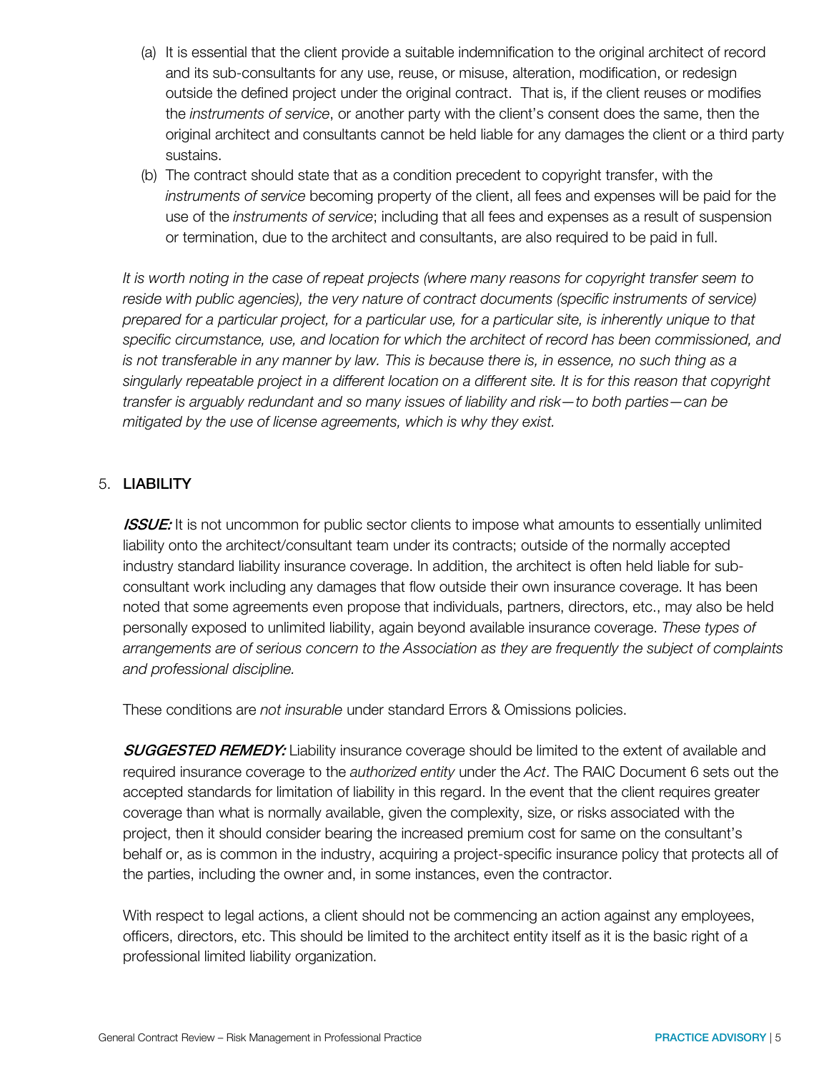(a) It is essential that the client provide a suitable indemnification to the original architect of record and its sub-consultants for any use, reuse, or misuse, alteration, modification, or redesign outside the defined project under the original contract. That is, if the client reuses or modifies the *instruments of service*, or another party with the client's consent does the same, then the original architect and consultants cannot be held liable for any damages the client or a third party sustains.

(b) The contract should state that as a condition precedent to copyright transfer, with the *instruments of service* becoming property of the client, all fees and expenses will be paid for the use of the *instruments of service*; including that all fees and expenses as a result of suspension or termination, due to the architect and consultants, are also required to be paid in full.

*It is worth noting in the case of repeat projects (where many reasons for copyright transfer seem to reside with public agencies), the very nature of contract documents (specific instruments of service) prepared for a particular project, for a particular use, for a particular site, is inherently unique to that specific circumstance, use, and location for which the architect of record has been commissioned, and is not transferable in any manner by law. This is because there is, in essence, no such thing as a singularly repeatable project in a different location on a different site. It is for this reason that copyright transfer is arguably redundant and so many issues of liability and risk—to both parties—can be mitigated by the use of license agreements, which is why they exist.*

## 5. LIABILITY

***ISSUE:*** It is not uncommon for public sector clients to impose what amounts to essentially unlimited liability onto the architect/consultant team under its contracts; outside of the normally accepted industry standard liability insurance coverage. In addition, the architect is often held liable for sub-consultant work including any damages that flow outside their own insurance coverage. It has been noted that some agreements even propose that individuals, partners, directors, etc., may also be held personally exposed to unlimited liability, again beyond available insurance coverage. *These types of arrangements are of serious concern to the Association as they are frequently the subject of complaints and professional discipline.*

These conditions are *not insurable* under standard Errors & Omissions policies.

***SUGGESTED REMEDY:*** Liability insurance coverage should be limited to the extent of available and required insurance coverage to the *authorized entity* under the *Act*. The RAIC Document 6 sets out the accepted standards for limitation of liability in this regard. In the event that the client requires greater coverage than what is normally available, given the complexity, size, or risks associated with the project, then it should consider bearing the increased premium cost for same on the consultant's behalf or, as is common in the industry, acquiring a project-specific insurance policy that protects all of the parties, including the owner and, in some instances, even the contractor.

With respect to legal actions, a client should not be commencing an action against any employees, officers, directors, etc. This should be limited to the architect entity itself as it is the basic right of a professional limited liability organization.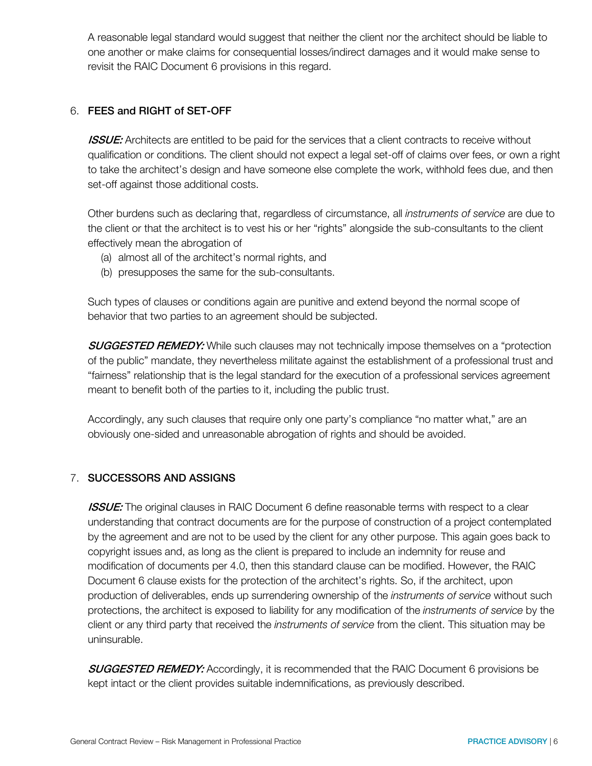A reasonable legal standard would suggest that neither the client nor the architect should be liable to one another or make claims for consequential losses/indirect damages and it would make sense to revisit the RAIC Document 6 provisions in this regard.

## 6. FEES and RIGHT of SET-OFF

***ISSUE:*** Architects are entitled to be paid for the services that a client contracts to receive without qualification or conditions. The client should not expect a legal set-off of claims over fees, or own a right to take the architect's design and have someone else complete the work, withhold fees due, and then set-off against those additional costs.

Other burdens such as declaring that, regardless of circumstance, all *instruments of service* are due to the client or that the architect is to vest his or her "rights" alongside the sub-consultants to the client effectively mean the abrogation of

(a) almost all of the architect's normal rights, and
(b) presupposes the same for the sub-consultants.

Such types of clauses or conditions again are punitive and extend beyond the normal scope of behavior that two parties to an agreement should be subjected.

***SUGGESTED REMEDY:*** While such clauses may not technically impose themselves on a "protection of the public" mandate, they nevertheless militate against the establishment of a professional trust and "fairness" relationship that is the legal standard for the execution of a professional services agreement meant to benefit both of the parties to it, including the public trust.

Accordingly, any such clauses that require only one party's compliance "no matter what," are an obviously one-sided and unreasonable abrogation of rights and should be avoided.

## 7. SUCCESSORS AND ASSIGNS

***ISSUE:*** The original clauses in RAIC Document 6 define reasonable terms with respect to a clear understanding that contract documents are for the purpose of construction of a project contemplated by the agreement and are not to be used by the client for any other purpose. This again goes back to copyright issues and, as long as the client is prepared to include an indemnity for reuse and modification of documents per 4.0, then this standard clause can be modified. However, the RAIC Document 6 clause exists for the protection of the architect's rights. So, if the architect, upon production of deliverables, ends up surrendering ownership of the *instruments of service* without such protections, the architect is exposed to liability for any modification of the *instruments of service* by the client or any third party that received the *instruments of service* from the client. This situation may be uninsurable.

***SUGGESTED REMEDY:*** Accordingly, it is recommended that the RAIC Document 6 provisions be kept intact or the client provides suitable indemnifications, as previously described.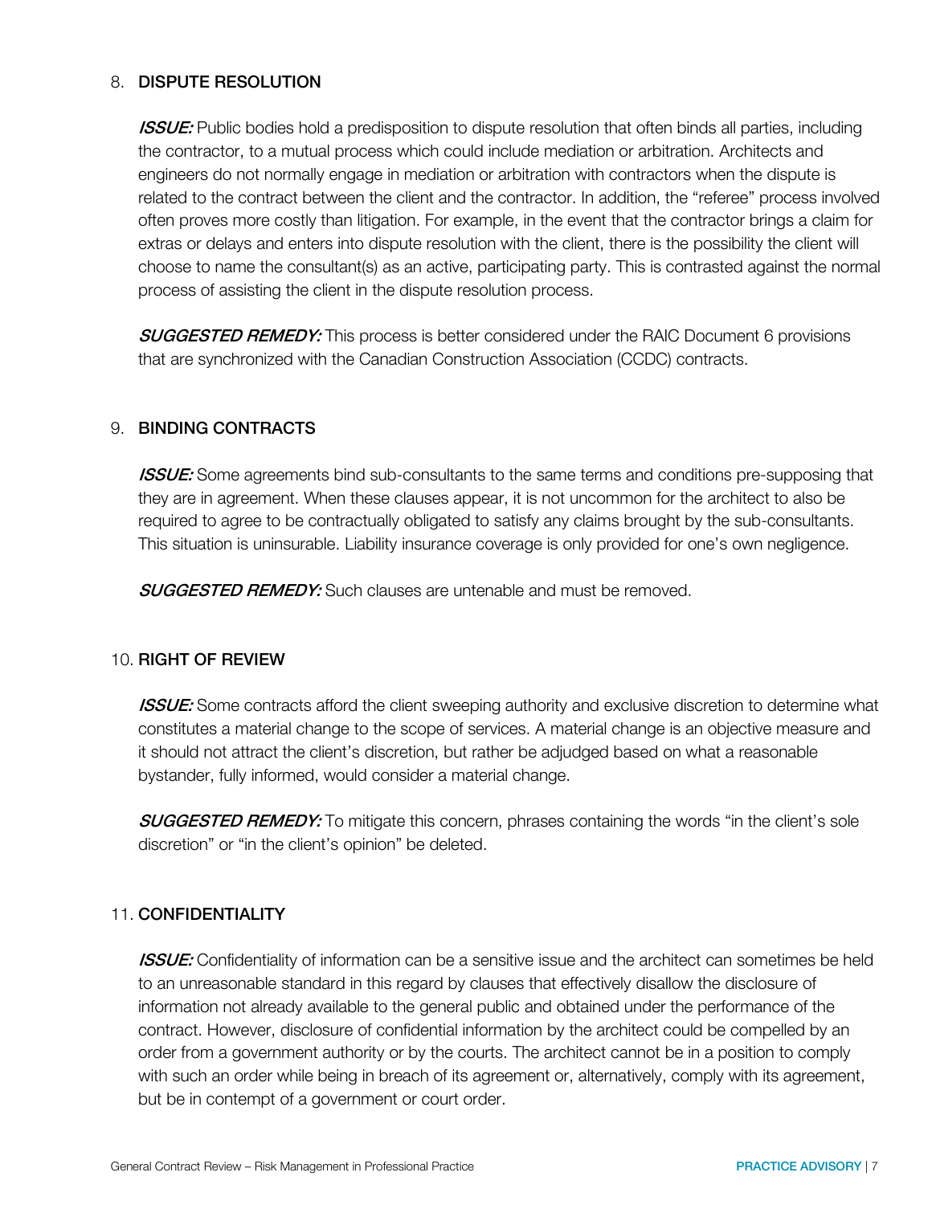## 8. DISPUTE RESOLUTION

***ISSUE:*** Public bodies hold a predisposition to dispute resolution that often binds all parties, including the contractor, to a mutual process which could include mediation or arbitration. Architects and engineers do not normally engage in mediation or arbitration with contractors when the dispute is related to the contract between the client and the contractor. In addition, the "referee" process involved often proves more costly than litigation. For example, in the event that the contractor brings a claim for extras or delays and enters into dispute resolution with the client, there is the possibility the client will choose to name the consultant(s) as an active, participating party. This is contrasted against the normal process of assisting the client in the dispute resolution process.

***SUGGESTED REMEDY:*** This process is better considered under the RAIC Document 6 provisions that are synchronized with the Canadian Construction Association (CCDC) contracts.

## 9. BINDING CONTRACTS

***ISSUE:*** Some agreements bind sub-consultants to the same terms and conditions pre-supposing that they are in agreement. When these clauses appear, it is not uncommon for the architect to also be required to agree to be contractually obligated to satisfy any claims brought by the sub-consultants. This situation is uninsurable. Liability insurance coverage is only provided for one's own negligence.

***SUGGESTED REMEDY:*** Such clauses are untenable and must be removed.

## 10. RIGHT OF REVIEW

***ISSUE:*** Some contracts afford the client sweeping authority and exclusive discretion to determine what constitutes a material change to the scope of services. A material change is an objective measure and it should not attract the client's discretion, but rather be adjudged based on what a reasonable bystander, fully informed, would consider a material change.

***SUGGESTED REMEDY:*** To mitigate this concern, phrases containing the words "in the client's sole discretion" or "in the client's opinion" be deleted.

## 11. CONFIDENTIALITY

***ISSUE:*** Confidentiality of information can be a sensitive issue and the architect can sometimes be held to an unreasonable standard in this regard by clauses that effectively disallow the disclosure of information not already available to the general public and obtained under the performance of the contract. However, disclosure of confidential information by the architect could be compelled by an order from a government authority or by the courts. The architect cannot be in a position to comply with such an order while being in breach of its agreement or, alternatively, comply with its agreement, but be in contempt of a government or court order.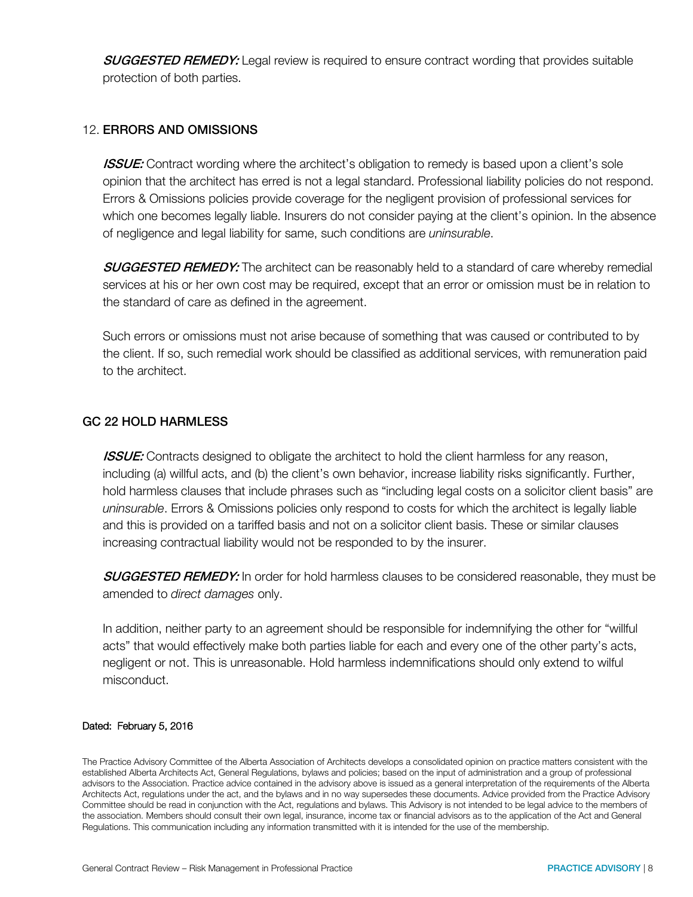***SUGGESTED REMEDY:*** Legal review is required to ensure contract wording that provides suitable protection of both parties.

## 12. ERRORS AND OMISSIONS

***ISSUE:*** Contract wording where the architect's obligation to remedy is based upon a client's sole opinion that the architect has erred is not a legal standard. Professional liability policies do not respond. Errors & Omissions policies provide coverage for the negligent provision of professional services for which one becomes legally liable. Insurers do not consider paying at the client's opinion. In the absence of negligence and legal liability for same, such conditions are *uninsurable*.

***SUGGESTED REMEDY:*** The architect can be reasonably held to a standard of care whereby remedial services at his or her own cost may be required, except that an error or omission must be in relation to the standard of care as defined in the agreement.

Such errors or omissions must not arise because of something that was caused or contributed to by the client. If so, such remedial work should be classified as additional services, with remuneration paid to the architect.

## GC 22 HOLD HARMLESS

***ISSUE:*** Contracts designed to obligate the architect to hold the client harmless for any reason, including (a) willful acts, and (b) the client's own behavior, increase liability risks significantly. Further, hold harmless clauses that include phrases such as "including legal costs on a solicitor client basis" are *uninsurable*. Errors & Omissions policies only respond to costs for which the architect is legally liable and this is provided on a tariffed basis and not on a solicitor client basis. These or similar clauses increasing contractual liability would not be responded to by the insurer.

***SUGGESTED REMEDY:*** In order for hold harmless clauses to be considered reasonable, they must be amended to *direct damages* only.

In addition, neither party to an agreement should be responsible for indemnifying the other for "willful acts" that would effectively make both parties liable for each and every one of the other party's acts, negligent or not. This is unreasonable. Hold harmless indemnifications should only extend to wilful misconduct.

Dated: February 5, 2016

The Practice Advisory Committee of the Alberta Association of Architects develops a consolidated opinion on practice matters consistent with the established Alberta Architects Act, General Regulations, bylaws and policies; based on the input of administration and a group of professional advisors to the Association. Practice advice contained in the advisory above is issued as a general interpretation of the requirements of the Alberta Architects Act, regulations under the act, and the bylaws and in no way supersedes these documents. Advice provided from the Practice Advisory Committee should be read in conjunction with the Act, regulations and bylaws. This Advisory is not intended to be legal advice to the members of the association. Members should consult their own legal, insurance, income tax or financial advisors as to the application of the Act and General Regulations. This communication including any information transmitted with it is intended for the use of the membership.